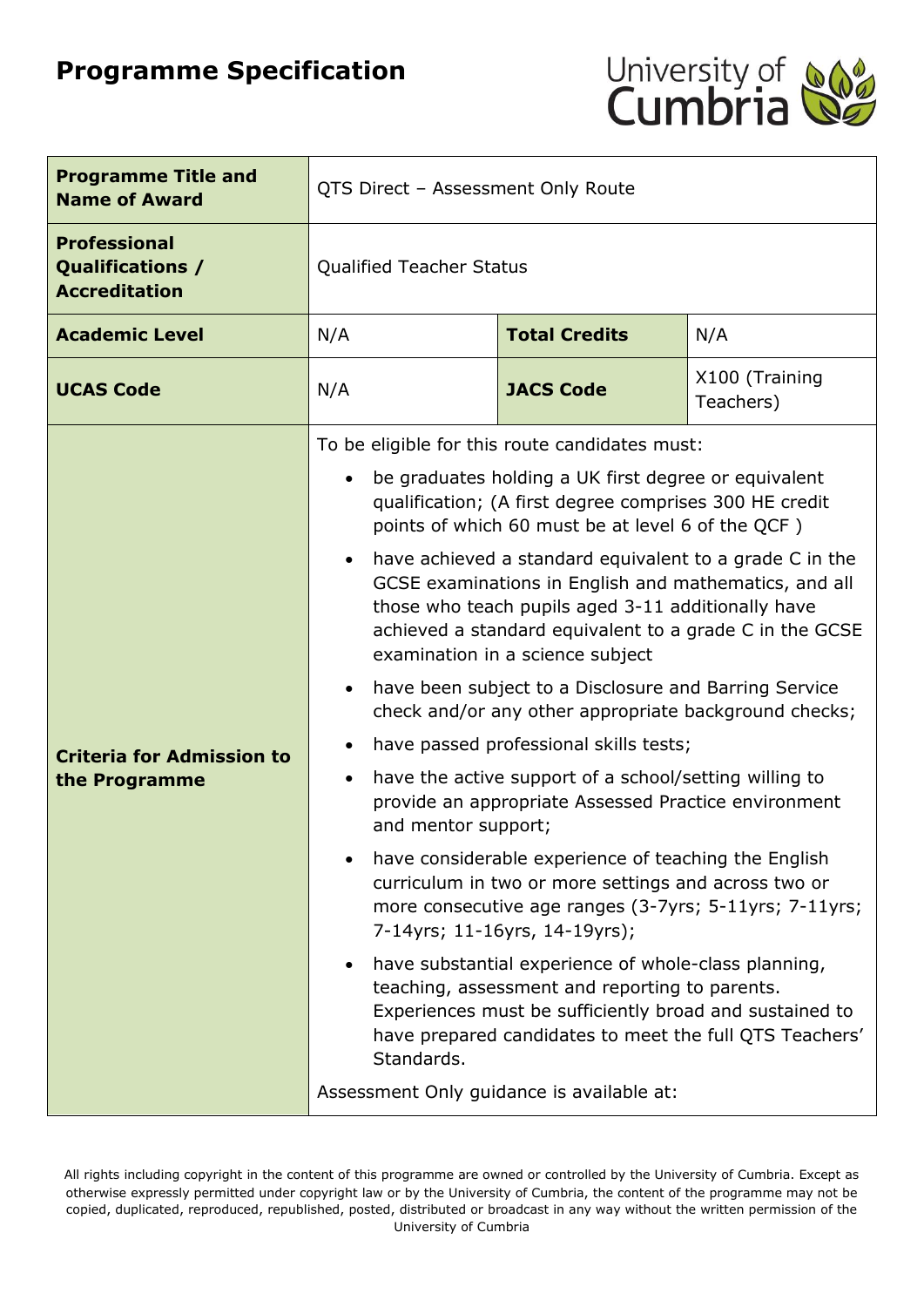# Programme Specification

| **Programme Title and Name of Award** | QTS Direct – Assessment Only Route | | |
|---|---|---|---|
| **Professional Qualifications / Accreditation** | Qualified Teacher Status | | |
| **Academic Level** | N/A | **Total Credits** | N/A |
| **UCAS Code** | N/A | **JACS Code** | X100 (Training Teachers) |
| **Criteria for Admission to the Programme** | To be eligible for this route candidates must:<br><br>• be graduates holding a UK first degree or equivalent qualification; (A first degree comprises 300 HE credit points of which 60 must be at level 6 of the QCF )<br>• have achieved a standard equivalent to a grade C in the GCSE examinations in English and mathematics, and all those who teach pupils aged 3-11 additionally have achieved a standard equivalent to a grade C in the GCSE examination in a science subject<br>• have been subject to a Disclosure and Barring Service check and/or any other appropriate background checks;<br>• have passed professional skills tests;<br>• have the active support of a school/setting willing to provide an appropriate Assessed Practice environment and mentor support;<br>• have considerable experience of teaching the English curriculum in two or more settings and across two or more consecutive age ranges (3-7yrs; 5-11yrs; 7-11yrs; 7-14yrs; 11-16yrs, 14-19yrs);<br>• have substantial experience of whole-class planning, teaching, assessment and reporting to parents. Experiences must be sufficiently broad and sustained to have prepared candidates to meet the full QTS Teachers' Standards.<br><br>Assessment Only guidance is available at: | | |

All rights including copyright in the content of this programme are owned or controlled by the University of Cumbria. Except as otherwise expressly permitted under copyright law or by the University of Cumbria, the content of the programme may not be copied, duplicated, reproduced, republished, posted, distributed or broadcast in any way without the written permission of the University of Cumbria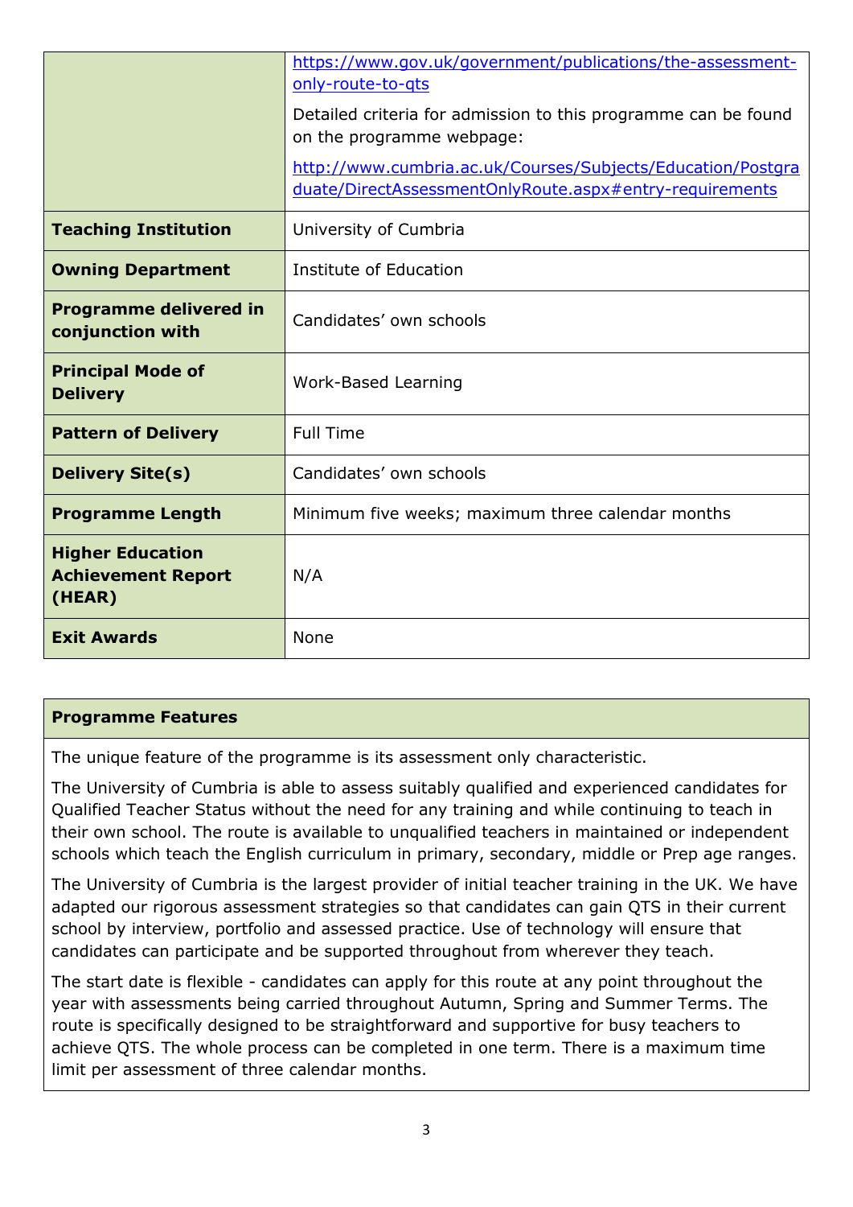|  |  |
|---|---|
|  | https://www.gov.uk/government/publications/the-assessment-only-route-to-qts<br><br>Detailed criteria for admission to this programme can be found on the programme webpage:<br><br>http://www.cumbria.ac.uk/Courses/Subjects/Education/Postgraduate/DirectAssessmentOnlyRoute.aspx#entry-requirements |
| **Teaching Institution** | University of Cumbria |
| **Owning Department** | Institute of Education |
| **Programme delivered in conjunction with** | Candidates' own schools |
| **Principal Mode of Delivery** | Work-Based Learning |
| **Pattern of Delivery** | Full Time |
| **Delivery Site(s)** | Candidates' own schools |
| **Programme Length** | Minimum five weeks; maximum three calendar months |
| **Higher Education Achievement Report (HEAR)** | N/A |
| **Exit Awards** | None |

## Programme Features

The unique feature of the programme is its assessment only characteristic.

The University of Cumbria is able to assess suitably qualified and experienced candidates for Qualified Teacher Status without the need for any training and while continuing to teach in their own school. The route is available to unqualified teachers in maintained or independent schools which teach the English curriculum in primary, secondary, middle or Prep age ranges.

The University of Cumbria is the largest provider of initial teacher training in the UK. We have adapted our rigorous assessment strategies so that candidates can gain QTS in their current school by interview, portfolio and assessed practice. Use of technology will ensure that candidates can participate and be supported throughout from wherever they teach.

The start date is flexible - candidates can apply for this route at any point throughout the year with assessments being carried throughout Autumn, Spring and Summer Terms. The route is specifically designed to be straightforward and supportive for busy teachers to achieve QTS. The whole process can be completed in one term. There is a maximum time limit per assessment of three calendar months.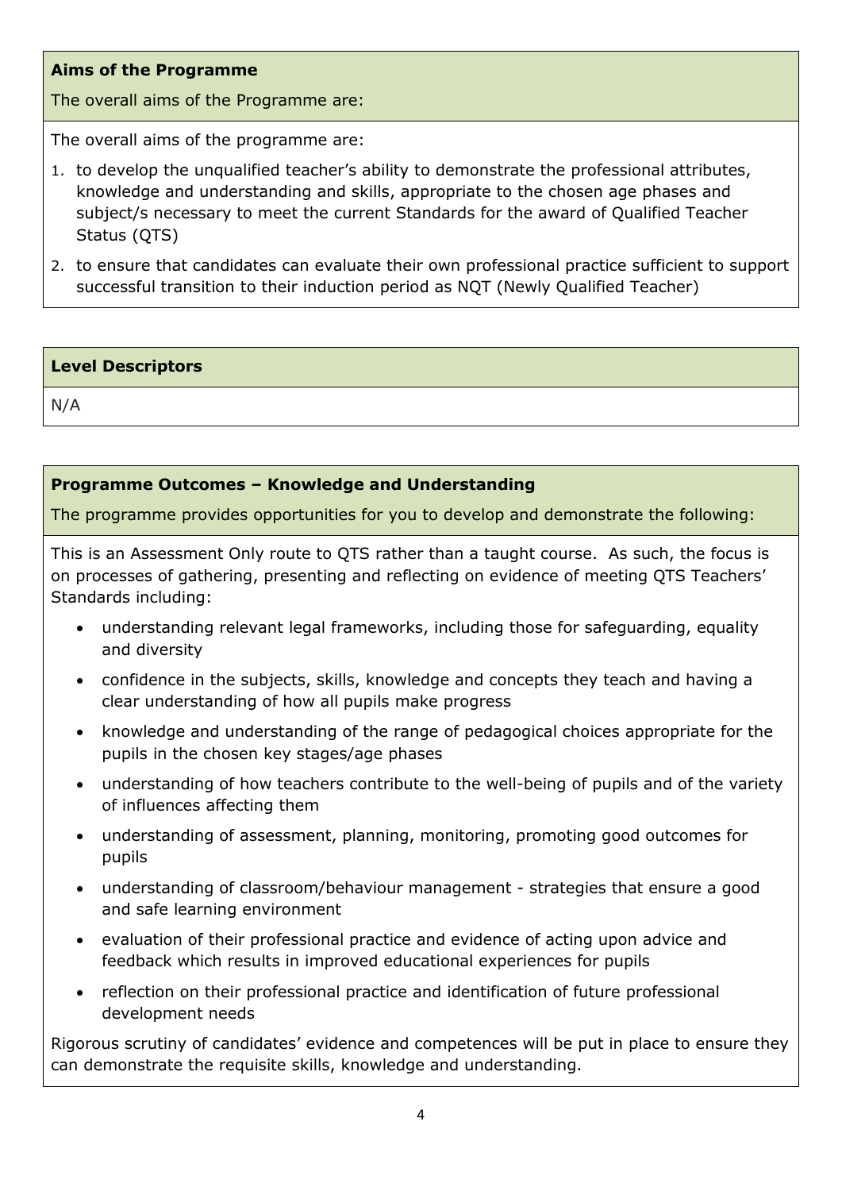## Aims of the Programme

The overall aims of the Programme are:

The overall aims of the programme are:

1. to develop the unqualified teacher's ability to demonstrate the professional attributes, knowledge and understanding and skills, appropriate to the chosen age phases and subject/s necessary to meet the current Standards for the award of Qualified Teacher Status (QTS)
2. to ensure that candidates can evaluate their own professional practice sufficient to support successful transition to their induction period as NQT (Newly Qualified Teacher)

## Level Descriptors

N/A

## Programme Outcomes – Knowledge and Understanding

The programme provides opportunities for you to develop and demonstrate the following:

This is an Assessment Only route to QTS rather than a taught course. As such, the focus is on processes of gathering, presenting and reflecting on evidence of meeting QTS Teachers' Standards including:

- understanding relevant legal frameworks, including those for safeguarding, equality and diversity
- confidence in the subjects, skills, knowledge and concepts they teach and having a clear understanding of how all pupils make progress
- knowledge and understanding of the range of pedagogical choices appropriate for the pupils in the chosen key stages/age phases
- understanding of how teachers contribute to the well-being of pupils and of the variety of influences affecting them
- understanding of assessment, planning, monitoring, promoting good outcomes for pupils
- understanding of classroom/behaviour management - strategies that ensure a good and safe learning environment
- evaluation of their professional practice and evidence of acting upon advice and feedback which results in improved educational experiences for pupils
- reflection on their professional practice and identification of future professional development needs

Rigorous scrutiny of candidates' evidence and competences will be put in place to ensure they can demonstrate the requisite skills, knowledge and understanding.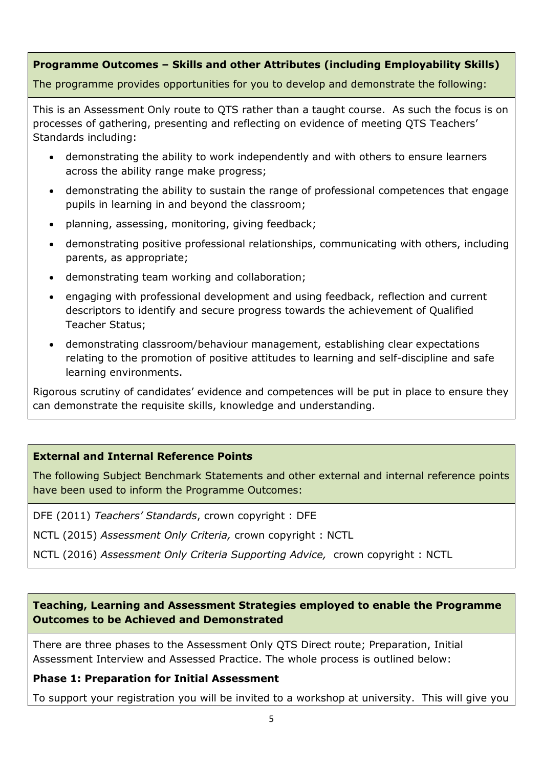**Programme Outcomes – Skills and other Attributes (including Employability Skills)**

The programme provides opportunities for you to develop and demonstrate the following:

This is an Assessment Only route to QTS rather than a taught course. As such the focus is on processes of gathering, presenting and reflecting on evidence of meeting QTS Teachers' Standards including:

- demonstrating the ability to work independently and with others to ensure learners across the ability range make progress;
- demonstrating the ability to sustain the range of professional competences that engage pupils in learning in and beyond the classroom;
- planning, assessing, monitoring, giving feedback;
- demonstrating positive professional relationships, communicating with others, including parents, as appropriate;
- demonstrating team working and collaboration;
- engaging with professional development and using feedback, reflection and current descriptors to identify and secure progress towards the achievement of Qualified Teacher Status;
- demonstrating classroom/behaviour management, establishing clear expectations relating to the promotion of positive attitudes to learning and self-discipline and safe learning environments.

Rigorous scrutiny of candidates' evidence and competences will be put in place to ensure they can demonstrate the requisite skills, knowledge and understanding.

**External and Internal Reference Points**

The following Subject Benchmark Statements and other external and internal reference points have been used to inform the Programme Outcomes:

DFE (2011) *Teachers' Standards*, crown copyright : DFE

NCTL (2015) *Assessment Only Criteria,* crown copyright : NCTL

NCTL (2016) *Assessment Only Criteria Supporting Advice,* crown copyright : NCTL

**Teaching, Learning and Assessment Strategies employed to enable the Programme Outcomes to be Achieved and Demonstrated**

There are three phases to the Assessment Only QTS Direct route; Preparation, Initial Assessment Interview and Assessed Practice. The whole process is outlined below:

**Phase 1: Preparation for Initial Assessment**

To support your registration you will be invited to a workshop at university. This will give you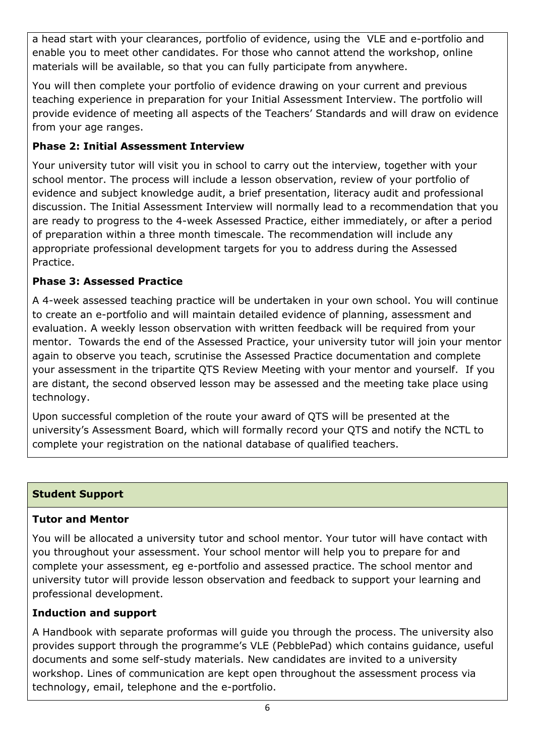a head start with your clearances, portfolio of evidence, using the VLE and e-portfolio and enable you to meet other candidates. For those who cannot attend the workshop, online materials will be available, so that you can fully participate from anywhere.

You will then complete your portfolio of evidence drawing on your current and previous teaching experience in preparation for your Initial Assessment Interview. The portfolio will provide evidence of meeting all aspects of the Teachers' Standards and will draw on evidence from your age ranges.

**Phase 2: Initial Assessment Interview**

Your university tutor will visit you in school to carry out the interview, together with your school mentor. The process will include a lesson observation, review of your portfolio of evidence and subject knowledge audit, a brief presentation, literacy audit and professional discussion. The Initial Assessment Interview will normally lead to a recommendation that you are ready to progress to the 4-week Assessed Practice, either immediately, or after a period of preparation within a three month timescale. The recommendation will include any appropriate professional development targets for you to address during the Assessed Practice.

**Phase 3: Assessed Practice**

A 4-week assessed teaching practice will be undertaken in your own school. You will continue to create an e-portfolio and will maintain detailed evidence of planning, assessment and evaluation. A weekly lesson observation with written feedback will be required from your mentor. Towards the end of the Assessed Practice, your university tutor will join your mentor again to observe you teach, scrutinise the Assessed Practice documentation and complete your assessment in the tripartite QTS Review Meeting with your mentor and yourself. If you are distant, the second observed lesson may be assessed and the meeting take place using technology.

Upon successful completion of the route your award of QTS will be presented at the university's Assessment Board, which will formally record your QTS and notify the NCTL to complete your registration on the national database of qualified teachers.

## Student Support

**Tutor and Mentor**

You will be allocated a university tutor and school mentor. Your tutor will have contact with you throughout your assessment. Your school mentor will help you to prepare for and complete your assessment, eg e-portfolio and assessed practice. The school mentor and university tutor will provide lesson observation and feedback to support your learning and professional development.

**Induction and support**

A Handbook with separate proformas will guide you through the process. The university also provides support through the programme's VLE (PebblePad) which contains guidance, useful documents and some self-study materials. New candidates are invited to a university workshop. Lines of communication are kept open throughout the assessment process via technology, email, telephone and the e-portfolio.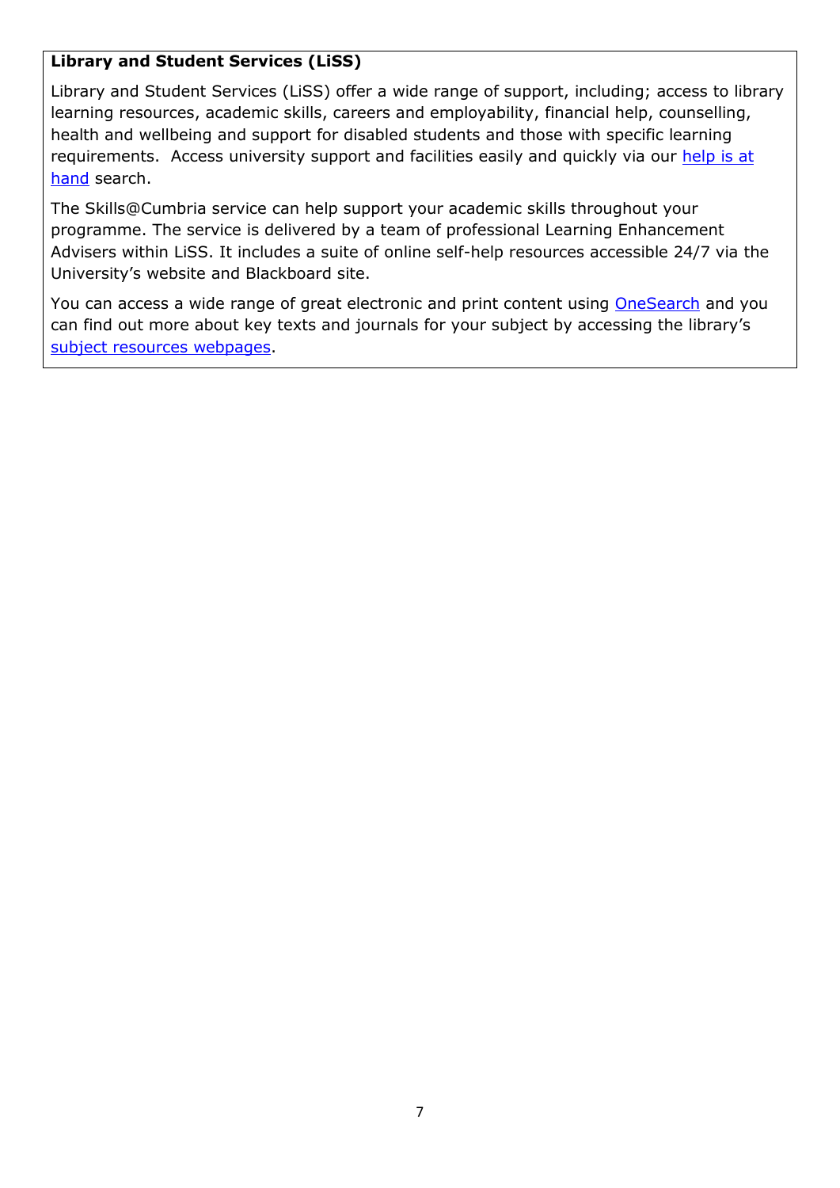**Library and Student Services (LiSS)**

Library and Student Services (LiSS) offer a wide range of support, including; access to library learning resources, academic skills, careers and employability, financial help, counselling, health and wellbeing and support for disabled students and those with specific learning requirements. Access university support and facilities easily and quickly via our help is at hand search.

The Skills@Cumbria service can help support your academic skills throughout your programme. The service is delivered by a team of professional Learning Enhancement Advisers within LiSS. It includes a suite of online self-help resources accessible 24/7 via the University's website and Blackboard site.

You can access a wide range of great electronic and print content using OneSearch and you can find out more about key texts and journals for your subject by accessing the library's subject resources webpages.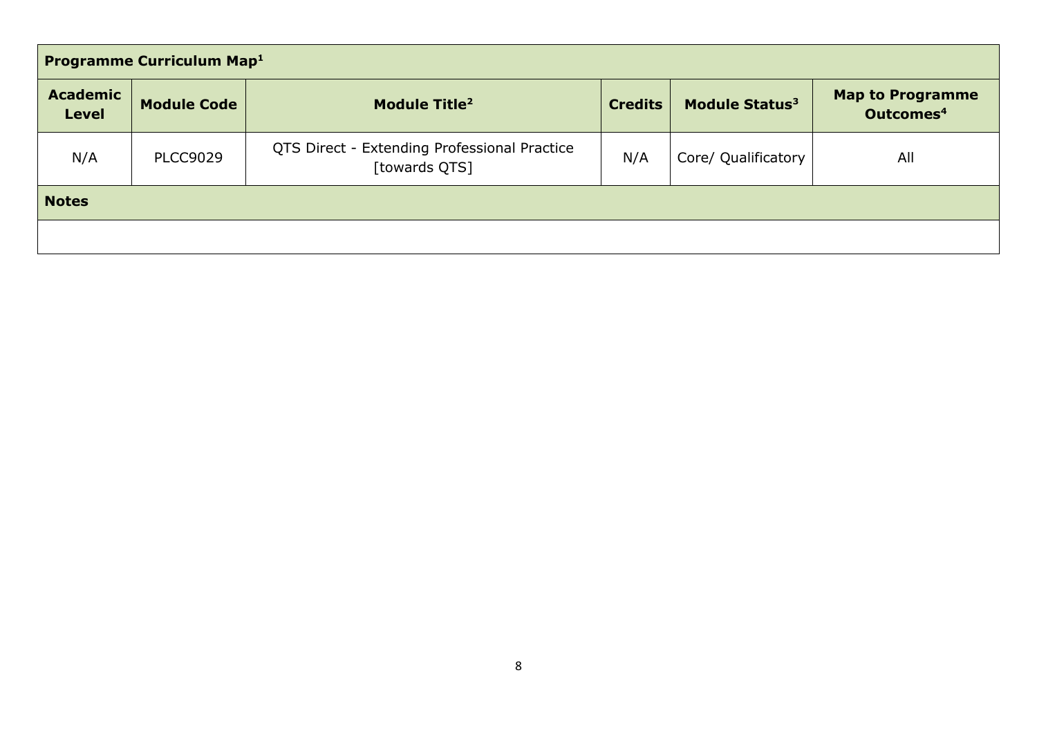| Programme Curriculum Map[1] | | | | | |
|---|---|---|---|---|---|
| **Academic Level** | **Module Code** | **Module Title[2]** | **Credits** | **Module Status[3]** | **Map to Programme Outcomes[4]** |
| N/A | PLCC9029 | QTS Direct - Extending Professional Practice [towards QTS] | N/A | Core/ Qualificatory | All |
| **Notes** | | | | | |
| | | | | | |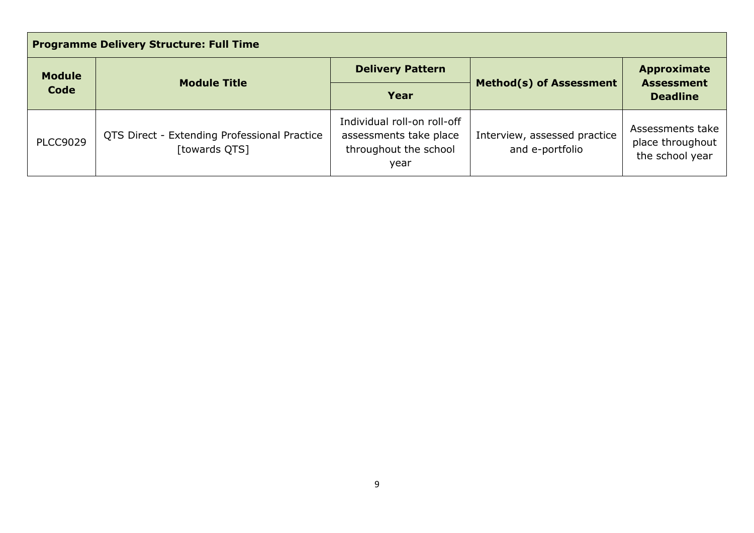| Programme Delivery Structure: Full Time | | | | |
|---|---|---|---|---|
| **Module Code** | **Module Title** | **Delivery Pattern** | **Method(s) of Assessment** | **Approximate Assessment Deadline** |
| | | **Year** | | |
| PLCC9029 | QTS Direct - Extending Professional Practice [towards QTS] | Individual roll-on roll-off assessments take place throughout the school year | Interview, assessed practice and e-portfolio | Assessments take place throughout the school year |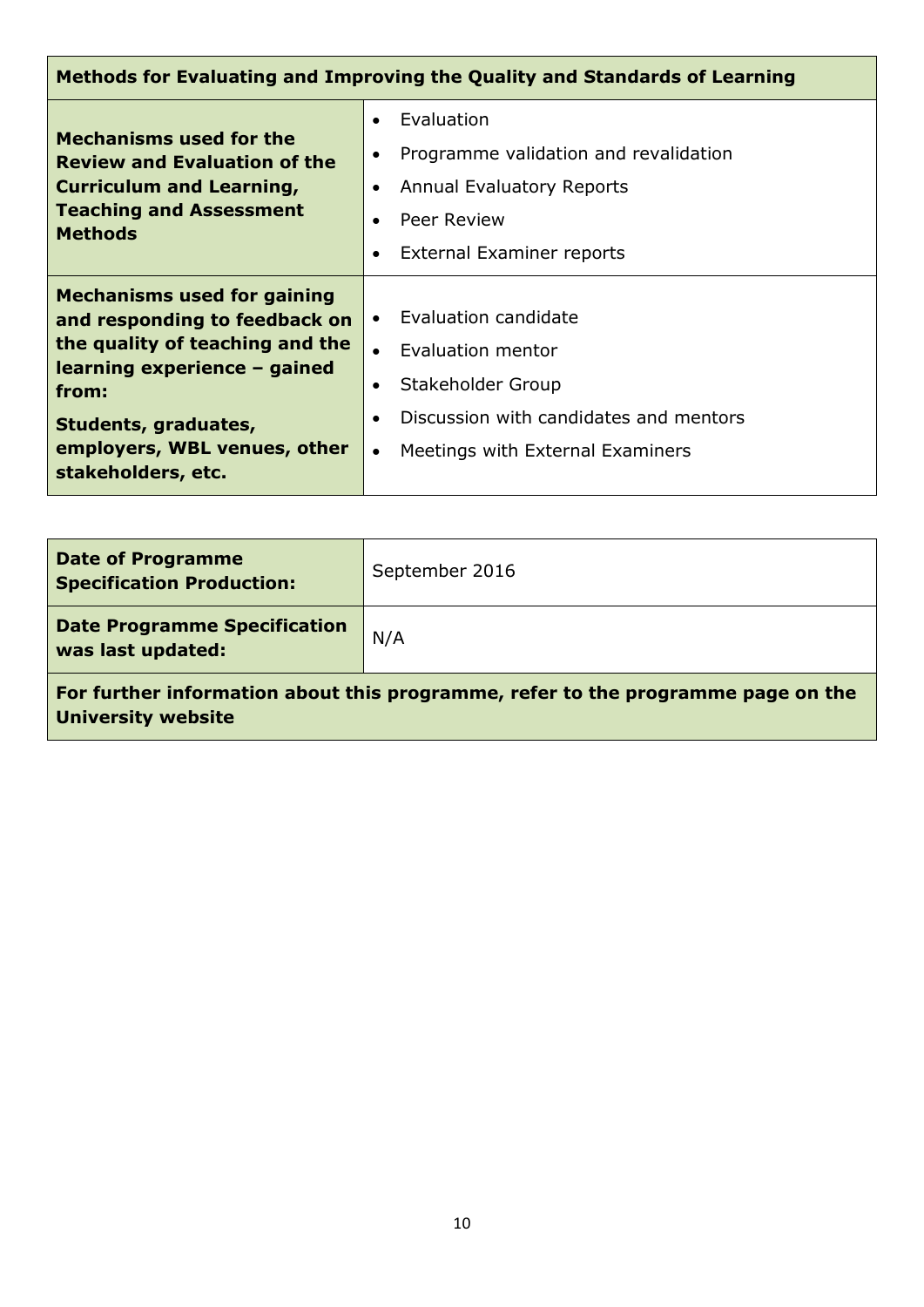| Methods for Evaluating and Improving the Quality and Standards of Learning | |
|---|---|
| **Mechanisms used for the Review and Evaluation of the Curriculum and Learning, Teaching and Assessment Methods** | • Evaluation<br>• Programme validation and revalidation<br>• Annual Evaluatory Reports<br>• Peer Review<br>• External Examiner reports |
| **Mechanisms used for gaining and responding to feedback on the quality of teaching and the learning experience – gained from:**<br>**Students, graduates, employers, WBL venues, other stakeholders, etc.** | • Evaluation candidate<br>• Evaluation mentor<br>• Stakeholder Group<br>• Discussion with candidates and mentors<br>• Meetings with External Examiners |

| | |
|---|---|
| **Date of Programme Specification Production:** | September 2016 |
| **Date Programme Specification was last updated:** | N/A |

**For further information about this programme, refer to the programme page on the University website**